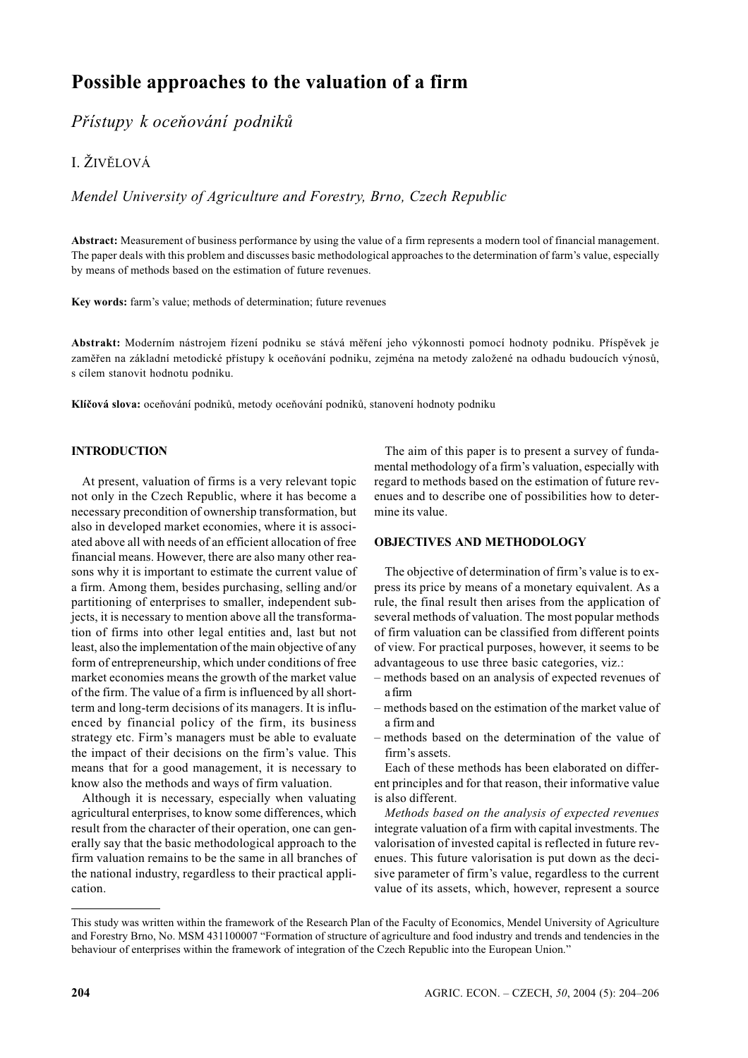# Possible approaches to the valuation of a firm

*Přístupy k oceňování podniků*

I. ŽIVĚLOVÁ

*Mendel University of Agriculture and Forestry, Brno, Czech Republic*

**Abstract:** Measurement of business performance by using the value of a firm represents a modern tool of financial management. The paper deals with this problem and discusses basic methodological approaches to the determination of farm's value, especially by means of methods based on the estimation of future revenues.

**Key words:** farm's value; methods of determination; future revenues

**Abstrakt:** Moderním nástrojem řízení podniku se stává měření jeho výkonnosti pomocí hodnoty podniku. Příspěvek je zaměřen na základní metodické přístupy k oceňování podniku, zejména na metody založené na odhadu budoucích výnosů, s cílem stanovit hodnotu podniku.

**Klíčová slova:** oceňování podniků, metody oceňování podniků, stanovení hodnoty podniku

## INTRODUCTION

At present, valuation of firms is a very relevant topic not only in the Czech Republic, where it has become a necessary precondition of ownership transformation, but also in developed market economies, where it is associated above all with needs of an efficient allocation of free financial means. However, there are also many other reasons why it is important to estimate the current value of a firm. Among them, besides purchasing, selling and/or partitioning of enterprises to smaller, independent subjects, it is necessary to mention above all the transformation of firms into other legal entities and, last but not least, also the implementation of the main objective of any form of entrepreneurship, which under conditions of free market economies means the growth of the market value of the firm. The value of a firm is influenced by all short-term and long-term decisions of its managers. It is influenced by financial policy of the firm, its business strategy etc. Firm's managers must be able to evaluate the impact of their decisions on the firm's value. This means that for a good management, it is necessary to know also the methods and ways of firm valuation.

Although it is necessary, especially when valuating agricultural enterprises, to know some differences, which result from the character of their operation, one can generally say that the basic methodological approach to the firm valuation remains to be the same in all branches of the national industry, regardless to their practical application.

The aim of this paper is to present a survey of fundamental methodology of a firm's valuation, especially with regard to methods based on the estimation of future revenues and to describe one of possibilities how to determine its value.

## OBJECTIVES AND METHODOLOGY

The objective of determination of firm's value is to express its price by means of a monetary equivalent. As a rule, the final result then arises from the application of several methods of valuation. The most popular methods of firm valuation can be classified from different points of view. For practical purposes, however, it seems to be advantageous to use three basic categories, viz.:

- methods based on an analysis of expected revenues of a firm
- methods based on the estimation of the market value of a firm and
- methods based on the determination of the value of firm's assets.

Each of these methods has been elaborated on different principles and for that reason, their informative value is also different.

*Methods based on the analysis of expected revenues* integrate valuation of a firm with capital investments. The valorisation of invested capital is reflected in future revenues. This future valorisation is put down as the decisive parameter of firm's value, regardless to the current value of its assets, which, however, represent a source

---

This study was written within the framework of the Research Plan of the Faculty of Economics, Mendel University of Agriculture and Forestry Brno, No. MSM 431100007 "Formation of structure of agriculture and food industry and trends and tendencies in the behaviour of enterprises within the framework of integration of the Czech Republic into the European Union."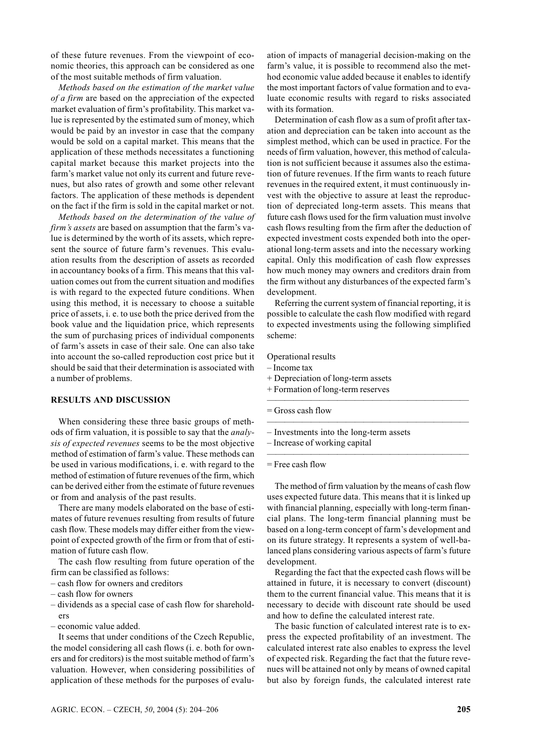of these future revenues. From the viewpoint of economic theories, this approach can be considered as one of the most suitable methods of firm valuation.

*Methods based on the estimation of the market value of a firm* are based on the appreciation of the expected market evaluation of firm's profitability. This market value is represented by the estimated sum of money, which would be paid by an investor in case that the company would be sold on a capital market. This means that the application of these methods necessitates a functioning capital market because this market projects into the farm's market value not only its current and future revenues, but also rates of growth and some other relevant factors. The application of these methods is dependent on the fact if the firm is sold in the capital market or not.

*Methods based on the determination of the value of firm's assets* are based on assumption that the farm's value is determined by the worth of its assets, which represent the source of future farm's revenues. This evaluation results from the description of assets as recorded in accountancy books of a firm. This means that this valuation comes out from the current situation and modifies is with regard to the expected future conditions. When using this method, it is necessary to choose a suitable price of assets, i. e. to use both the price derived from the book value and the liquidation price, which represents the sum of purchasing prices of individual components of farm's assets in case of their sale. One can also take into account the so-called reproduction cost price but it should be said that their determination is associated with a number of problems.

## RESULTS AND DISCUSSION

When considering these three basic groups of methods of firm valuation, it is possible to say that the *analysis of expected revenues* seems to be the most objective method of estimation of farm's value. These methods can be used in various modifications, i. e. with regard to the method of estimation of future revenues of the firm, which can be derived either from the estimate of future revenues or from and analysis of the past results.

There are many models elaborated on the base of estimates of future revenues resulting from results of future cash flow. These models may differ either from the viewpoint of expected growth of the firm or from that of estimation of future cash flow.

The cash flow resulting from future operation of the firm can be classified as follows:

- cash flow for owners and creditors
- cash flow for owners
- dividends as a special case of cash flow for shareholders
- economic value added.

It seems that under conditions of the Czech Republic, the model considering all cash flows (i. e. both for owners and for creditors) is the most suitable method of farm's valuation. However, when considering possibilities of application of these methods for the purposes of evaluation of impacts of managerial decision-making on the farm's value, it is possible to recommend also the method economic value added because it enables to identify the most important factors of value formation and to evaluate economic results with regard to risks associated with its formation.

Determination of cash flow as a sum of profit after taxation and depreciation can be taken into account as the simplest method, which can be used in practice. For the needs of firm valuation, however, this method of calculation is not sufficient because it assumes also the estimation of future revenues. If the firm wants to reach future revenues in the required extent, it must continuously invest with the objective to assure at least the reproduction of depreciated long-term assets. This means that future cash flows used for the firm valuation must involve cash flows resulting from the firm after the deduction of expected investment costs expended both into the operational long-term assets and into the necessary working capital. Only this modification of cash flow expresses how much money may owners and creditors drain from the firm without any disturbances of the expected farm's development.

Referring the current system of financial reporting, it is possible to calculate the cash flow modified with regard to expected investments using the following simplified scheme:

Operational results
– Income tax
+ Depreciation of long-term assets
+ Formation of long-term reserves

---

= Gross cash flow

---

– Investments into the long-term assets
– Increase of working capital

---

= Free cash flow

The method of firm valuation by the means of cash flow uses expected future data. This means that it is linked up with financial planning, especially with long-term financial plans. The long-term financial planning must be based on a long-term concept of farm's development and on its future strategy. It represents a system of well-balanced plans considering various aspects of farm's future development.

Regarding the fact that the expected cash flows will be attained in future, it is necessary to convert (discount) them to the current financial value. This means that it is necessary to decide with discount rate should be used and how to define the calculated interest rate.

The basic function of calculated interest rate is to express the expected profitability of an investment. The calculated interest rate also enables to express the level of expected risk. Regarding the fact that the future revenues will be attained not only by means of owned capital but also by foreign funds, the calculated interest rate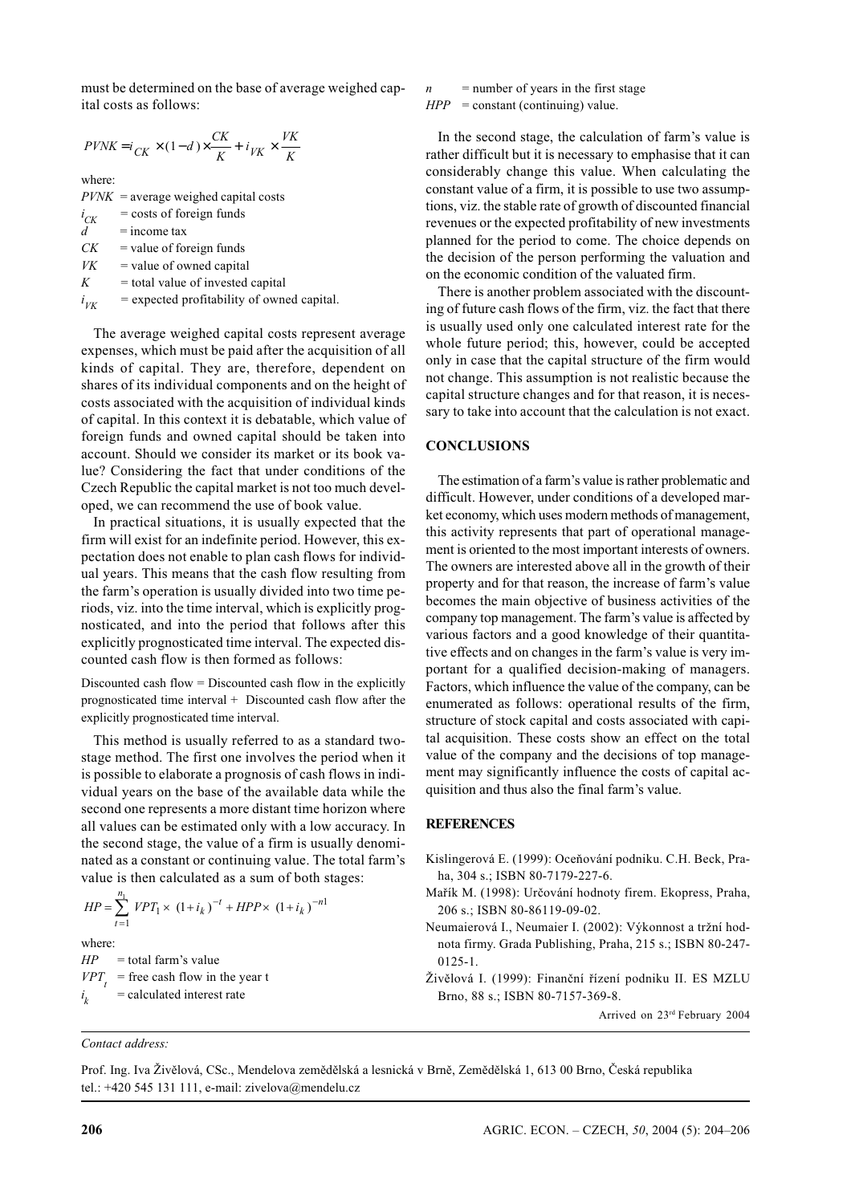must be determined on the base of average weighed capital costs as follows:

$$PVNK = i_{CK} \times (1-d) \times \frac{CK}{K} + i_{VK} \times \frac{VK}{K}$$

where:

$PVNK$ = average weighed capital costs
$i_{CK}$ = costs of foreign funds
$d$ = income tax
$CK$ = value of foreign funds
$VK$ = value of owned capital
$K$ = total value of invested capital
$i_{VK}$ = expected profitability of owned capital.

The average weighed capital costs represent average expenses, which must be paid after the acquisition of all kinds of capital. They are, therefore, dependent on shares of its individual components and on the height of costs associated with the acquisition of individual kinds of capital. In this context it is debatable, which value of foreign funds and owned capital should be taken into account. Should we consider its market or its book value? Considering the fact that under conditions of the Czech Republic the capital market is not too much developed, we can recommend the use of book value.

In practical situations, it is usually expected that the firm will exist for an indefinite period. However, this expectation does not enable to plan cash flows for individual years. This means that the cash flow resulting from the farm's operation is usually divided into two time periods, viz. into the time interval, which is explicitly prognosticated, and into the period that follows after this explicitly prognosticated time interval. The expected discounted cash flow is then formed as follows:

Discounted cash flow = Discounted cash flow in the explicitly prognosticated time interval + Discounted cash flow after the explicitly prognosticated time interval.

This method is usually referred to as a standard two-stage method. The first one involves the period when it is possible to elaborate a prognosis of cash flows in individual years on the base of the available data while the second one represents a more distant time horizon where all values can be estimated only with a low accuracy. In the second stage, the value of a firm is usually denominated as a constant or continuing value. The total farm's value is then calculated as a sum of both stages:

$$HP = \sum_{t=1}^{n_1} VPT_1 \times (1+i_k)^{-t} + HPP \times (1+i_k)^{-n1}$$

where:

$HP$ = total farm's value
$VPT_t$ = free cash flow in the year t
$i_k$ = calculated interest rate
$n$ = number of years in the first stage
$HPP$ = constant (continuing) value.

In the second stage, the calculation of farm's value is rather difficult but it is necessary to emphasise that it can considerably change this value. When calculating the constant value of a firm, it is possible to use two assumptions, viz. the stable rate of growth of discounted financial revenues or the expected profitability of new investments planned for the period to come. The choice depends on the decision of the person performing the valuation and on the economic condition of the valuated firm.

There is another problem associated with the discounting of future cash flows of the firm, viz. the fact that there is usually used only one calculated interest rate for the whole future period; this, however, could be accepted only in case that the capital structure of the firm would not change. This assumption is not realistic because the capital structure changes and for that reason, it is necessary to take into account that the calculation is not exact.

## CONCLUSIONS

The estimation of a farm's value is rather problematic and difficult. However, under conditions of a developed market economy, which uses modern methods of management, this activity represents that part of operational management is oriented to the most important interests of owners. The owners are interested above all in the growth of their property and for that reason, the increase of farm's value becomes the main objective of business activities of the company top management. The farm's value is affected by various factors and a good knowledge of their quantitative effects and on changes in the farm's value is very important for a qualified decision-making of managers. Factors, which influence the value of the company, can be enumerated as follows: operational results of the firm, structure of stock capital and costs associated with capital acquisition. These costs show an effect on the total value of the company and the decisions of top management may significantly influence the costs of capital acquisition and thus also the final farm's value.

## REFERENCES

Kislingerová E. (1999): Oceňování podniku. C.H. Beck, Praha, 304 s.; ISBN 80-7179-227-6.

Mařík M. (1998): Určování hodnoty firem. Ekopress, Praha, 206 s.; ISBN 80-86119-09-02.

Neumaierová I., Neumaier I. (2002): Výkonnost a tržní hodnota firmy. Grada Publishing, Praha, 215 s.; ISBN 80-247-0125-1.

Živělová I. (1999): Finanční řízení podniku II. ES MZLU Brno, 88 s.; ISBN 80-7157-369-8.

Arrived on 23rd February 2004

*Contact address:*

Prof. Ing. Iva Živělová, CSc., Mendelova zemědělská a lesnická v Brně, Zemědělská 1, 613 00 Brno, Česká republika
tel.: +420 545 131 111, e-mail: zivelova@mendelu.cz